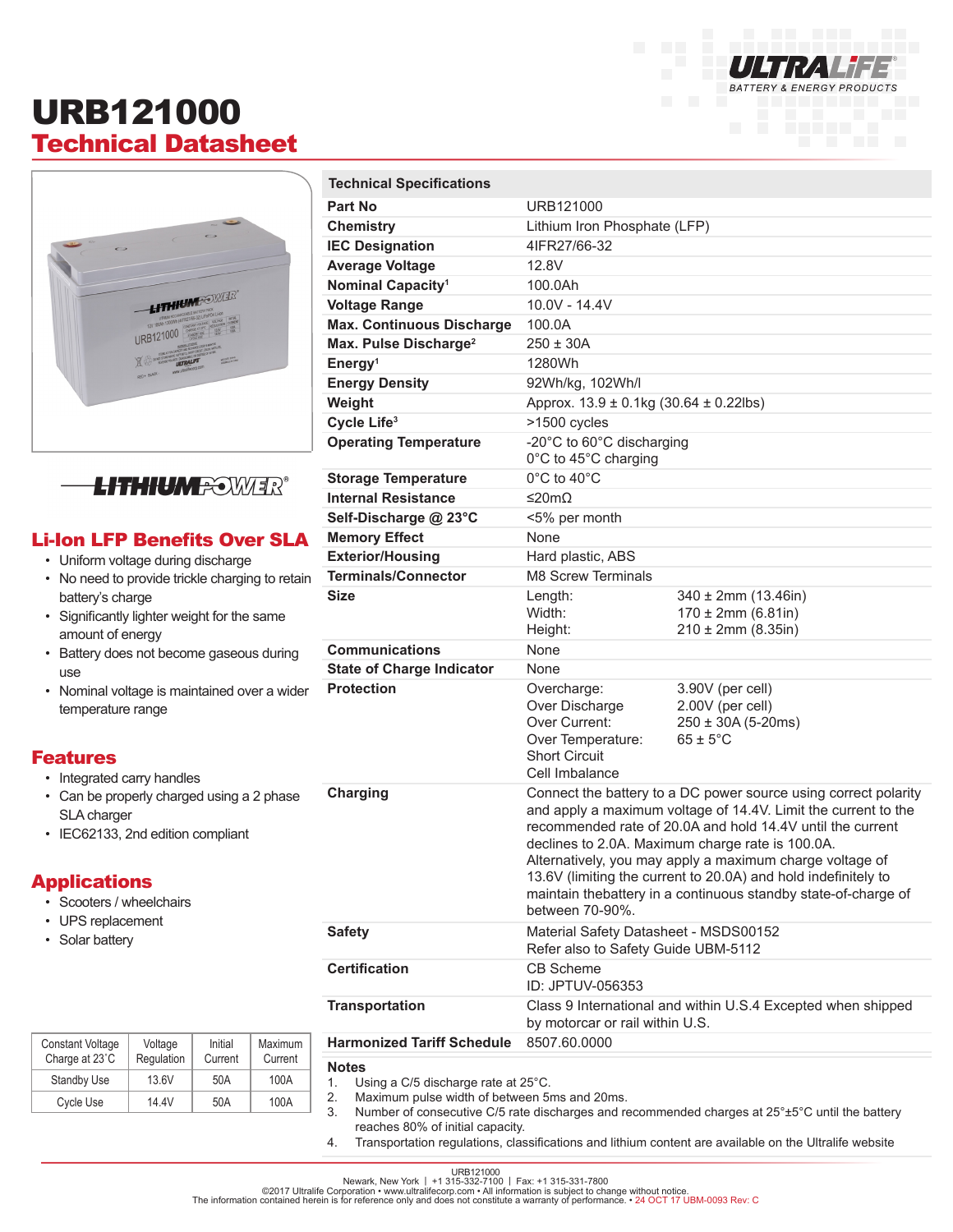# URB121000

## Technical Datasheet

## Li-Ion LFP Benefits Over SLA

- Uniform voltage during discharge
- No need to provide trickle charging to retain battery's charge
- Significantly lighter weight for the same amount of energy
- Battery does not become gaseous during use
- Nominal voltage is maintained over a wider temperature range

## Features

- Integrated carry handles
- Can be properly charged using a 2 phase SLA charger
- IEC62133, 2nd edition compliant

## Applications

- Scooters / wheelchairs
- UPS replacement
- Solar battery

| Constant Voltage Charge at 23°C | Voltage Regulation | Initial Current | Maximum Current |
|---|---|---|---|
| Standby Use | 13.6V | 50A | 100A |
| Cycle Use | 14.4V | 50A | 100A |

## Technical Specifications

| | |
|---|---|
| **Part No** | URB121000 |
| **Chemistry** | Lithium Iron Phosphate (LFP) |
| **IEC Designation** | 4IFR27/66-32 |
| **Average Voltage** | 12.8V |
| **Nominal Capacity**[1] | 100.0Ah |
| **Voltage Range** | 10.0V - 14.4V |
| **Max. Continuous Discharge** | 100.0A |
| **Max. Pulse Discharge**[2] | 250 ± 30A |
| **Energy**[1] | 1280Wh |
| **Energy Density** | 92Wh/kg, 102Wh/l |
| **Weight** | Approx. 13.9 ± 0.1kg (30.64 ± 0.22lbs) |
| **Cycle Life**[3] | >1500 cycles |
| **Operating Temperature** | -20°C to 60°C discharging<br>0°C to 45°C charging |
| **Storage Temperature** | 0°C to 40°C |
| **Internal Resistance** | ≤20mΩ |
| **Self-Discharge @ 23°C** | <5% per month |
| **Memory Effect** | None |
| **Exterior/Housing** | Hard plastic, ABS |
| **Terminals/Connector** | M8 Screw Terminals |
| **Size** | Length: 340 ± 2mm (13.46in)<br>Width: 170 ± 2mm (6.81in)<br>Height: 210 ± 2mm (8.35in) |
| **Communications** | None |
| **State of Charge Indicator** | None |
| **Protection** | Overcharge: 3.90V (per cell)<br>Over Discharge: 2.00V (per cell)<br>Over Current: 250 ± 30A (5-20ms)<br>Over Temperature: 65 ± 5°C<br>Short Circuit<br>Cell Imbalance |
| **Charging** | Connect the battery to a DC power source using correct polarity and apply a maximum voltage of 14.4V. Limit the current to the recommended rate of 20.0A and hold 14.4V until the current declines to 2.0A. Maximum charge rate is 100.0A. Alternatively, you may apply a maximum charge voltage of 13.6V (limiting the current to 20.0A) and hold indefinitely to maintain thebattery in a continuous standby state-of-charge of between 70-90%. |
| **Safety** | Material Safety Datasheet - MSDS00152<br>Refer also to Safety Guide UBM-5112 |
| **Certification** | CB Scheme<br>ID: JPTUV-056353 |
| **Transportation** | Class 9 International and within U.S.4 Excepted when shipped by motorcar or rail within U.S. |
| **Harmonized Tariff Schedule** | 8507.60.0000 |

**Notes**

1. Using a C/5 discharge rate at 25°C.
2. Maximum pulse width of between 5ms and 20ms.
3. Number of consecutive C/5 rate discharges and recommended charges at 25°±5°C until the battery reaches 80% of initial capacity.
4. Transportation regulations, classifications and lithium content are available on the Ultralife website

URB121000
Newark, New York | +1 315-332-7100 | Fax: +1 315-331-7800
©2017 Ultralife Corporation • www.ultralifecorp.com • All information is subject to change without notice.
The information contained herein is for reference only and does not constitute a warranty of performance. • 24 OCT 17 UBM-0093 Rev: C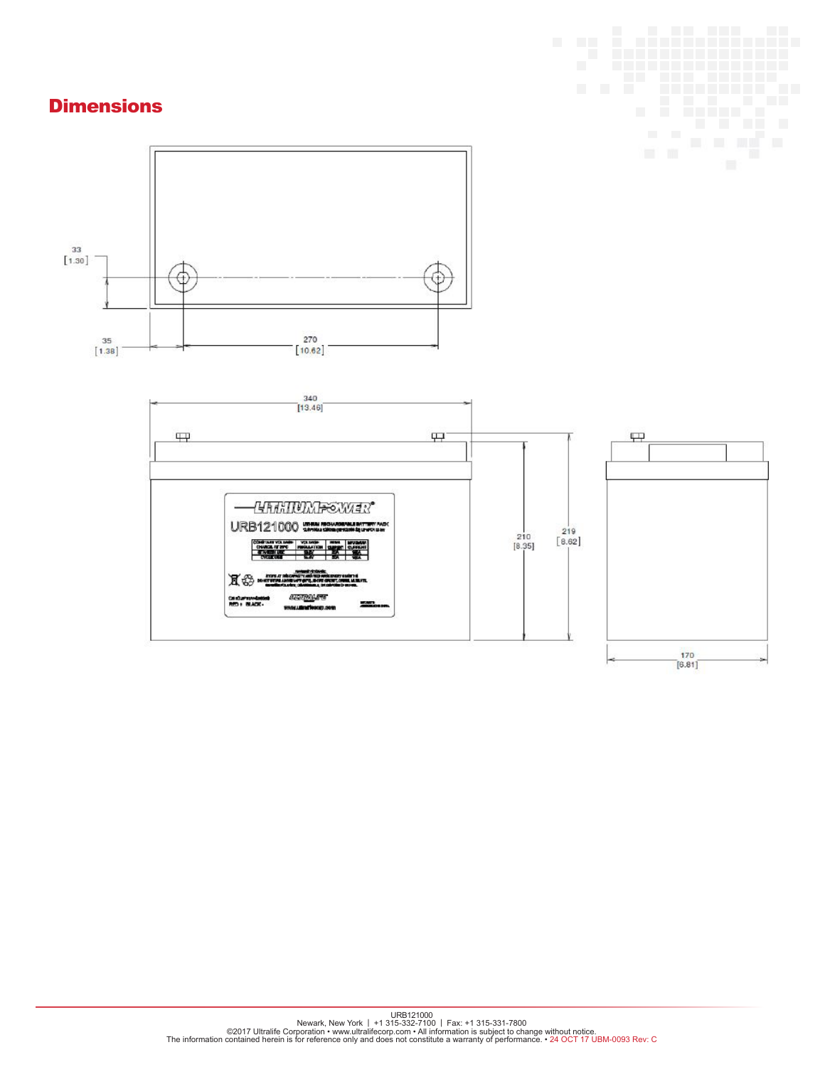## Dimensions

33
[1.30]

35
[1.38]

270
[10.62]

340
[13.46]

210
[8.35]

219
[8.62]

170
[6.81]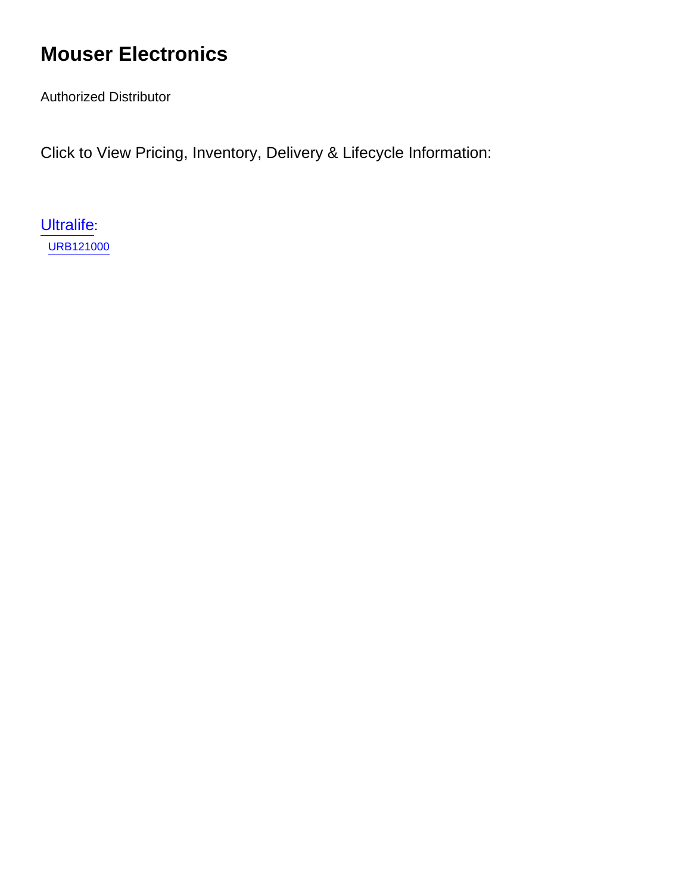# Mouser Electronics

Authorized Distributor

Click to View Pricing, Inventory, Delivery & Lifecycle Information:

Ultralife:

URB121000